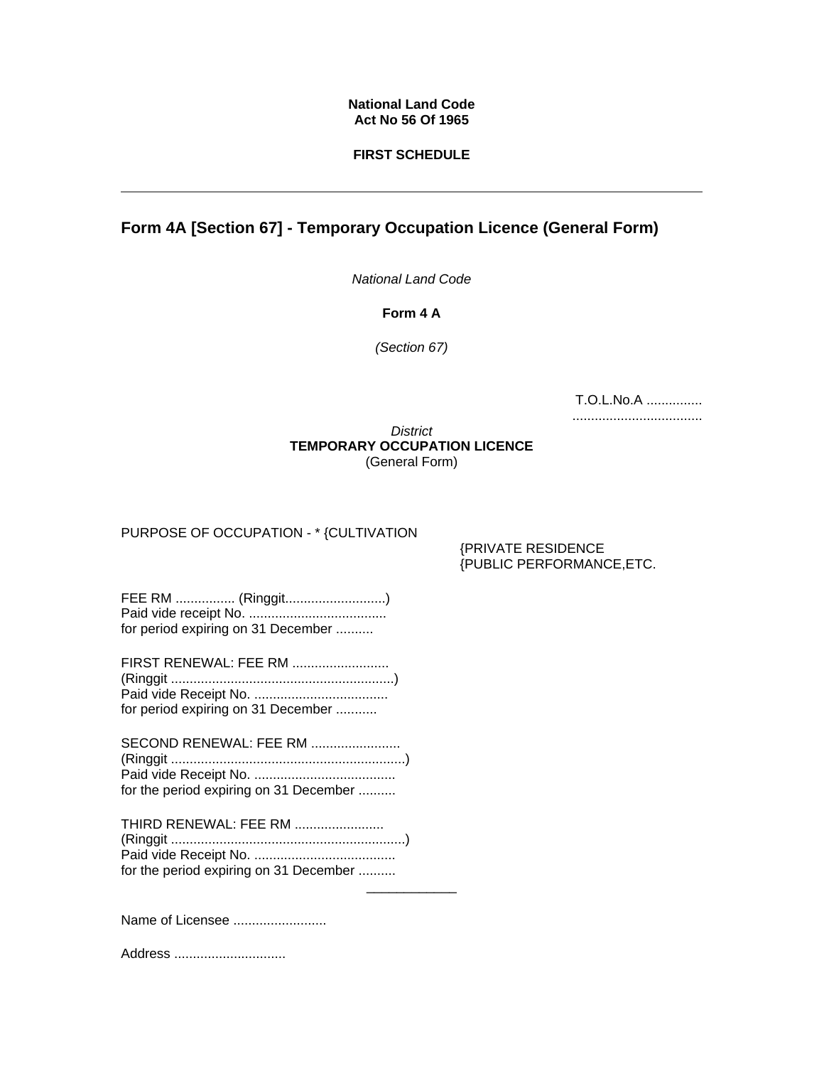**National Land Code**
**Act No 56 Of 1965**

**FIRST SCHEDULE**

---

## Form 4A [Section 67] - Temporary Occupation Licence (General Form)

*National Land Code*

**Form 4 A**

*(Section 67)*

T.O.L.No.A ...............
...................................

*District*
**TEMPORARY OCCUPATION LICENCE**
(General Form)

PURPOSE OF OCCUPATION - * {CULTIVATION
{PRIVATE RESIDENCE
{PUBLIC PERFORMANCE,ETC.

FEE RM ................ (Ringgit...........................)
Paid vide receipt No. .....................................
for period expiring on 31 December ..........

FIRST RENEWAL: FEE RM ..........................
(Ringgit ............................................................)
Paid vide Receipt No. ....................................
for period expiring on 31 December ...........

SECOND RENEWAL: FEE RM ........................
(Ringgit ...............................................................)
Paid vide Receipt No. ......................................
for the period expiring on 31 December ..........

THIRD RENEWAL: FEE RM ........................
(Ringgit ...............................................................)
Paid vide Receipt No. ......................................
for the period expiring on 31 December ..........

---

Name of Licensee .........................

Address .............................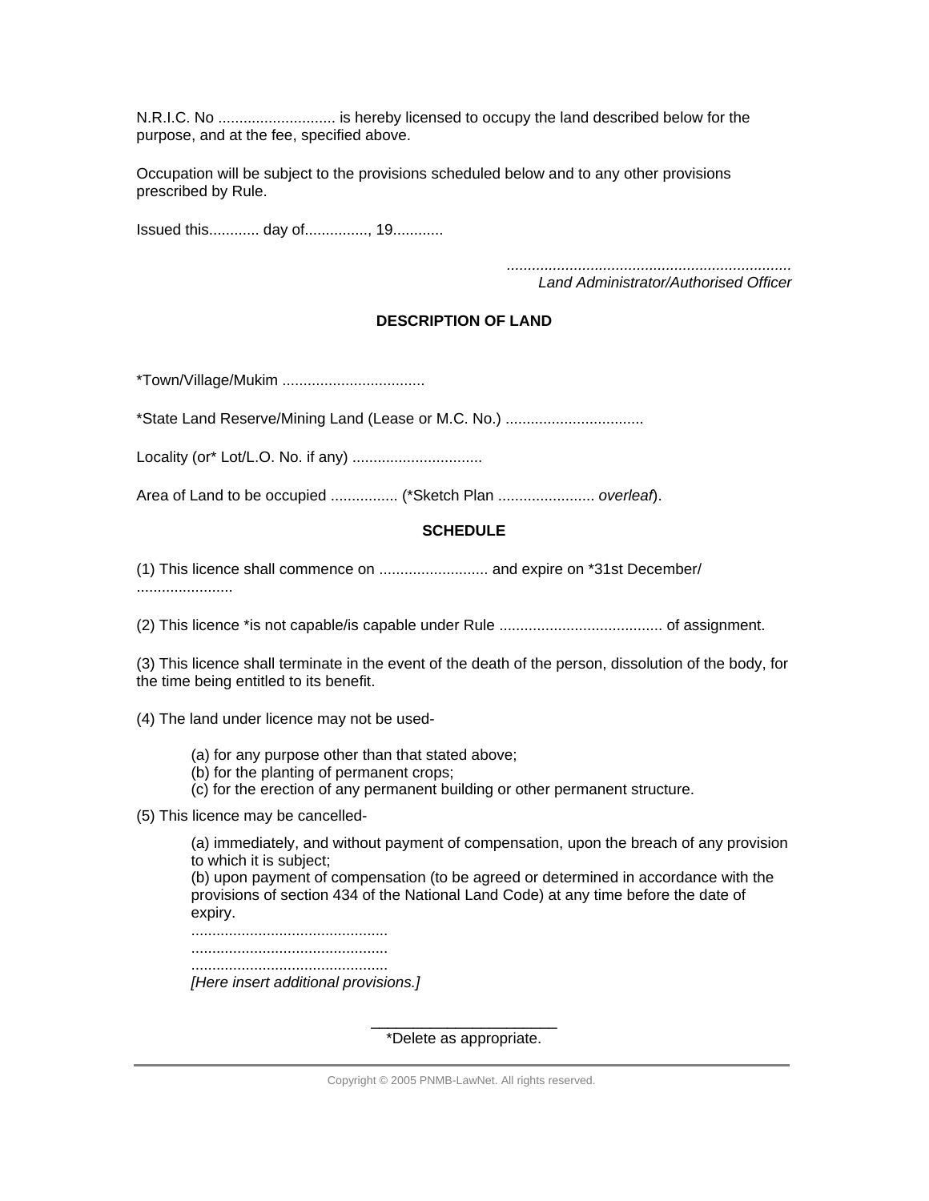N.R.I.C. No ............................ is hereby licensed to occupy the land described below for the purpose, and at the fee, specified above.

Occupation will be subject to the provisions scheduled below and to any other provisions prescribed by Rule.

Issued this............ day of..............., 19...........

....................................................................
*Land Administrator/Authorised Officer*

## DESCRIPTION OF LAND

*Town/Village/Mukim ..................................

*State Land Reserve/Mining Land (Lease or M.C. No.) .................................

Locality (or* Lot/L.O. No. if any) ...............................

Area of Land to be occupied ................ (*Sketch Plan ....................... *overleaf*).

## SCHEDULE

(1) This licence shall commence on .......................... and expire on *31st December/ .......................

(2) This licence *is not capable/is capable under Rule ...................................... of assignment.

(3) This licence shall terminate in the event of the death of the person, dissolution of the body, for the time being entitled to its benefit.

(4) The land under licence may not be used-

(a) for any purpose other than that stated above;
(b) for the planting of permanent crops;
(c) for the erection of any permanent building or other permanent structure.

(5) This licence may be cancelled-

(a) immediately, and without payment of compensation, upon the breach of any provision to which it is subject;
(b) upon payment of compensation (to be agreed or determined in accordance with the provisions of section 434 of the National Land Code) at any time before the date of expiry.
...............................................
...............................................
...............................................
*[Here insert additional provisions.]*

*Delete as appropriate.